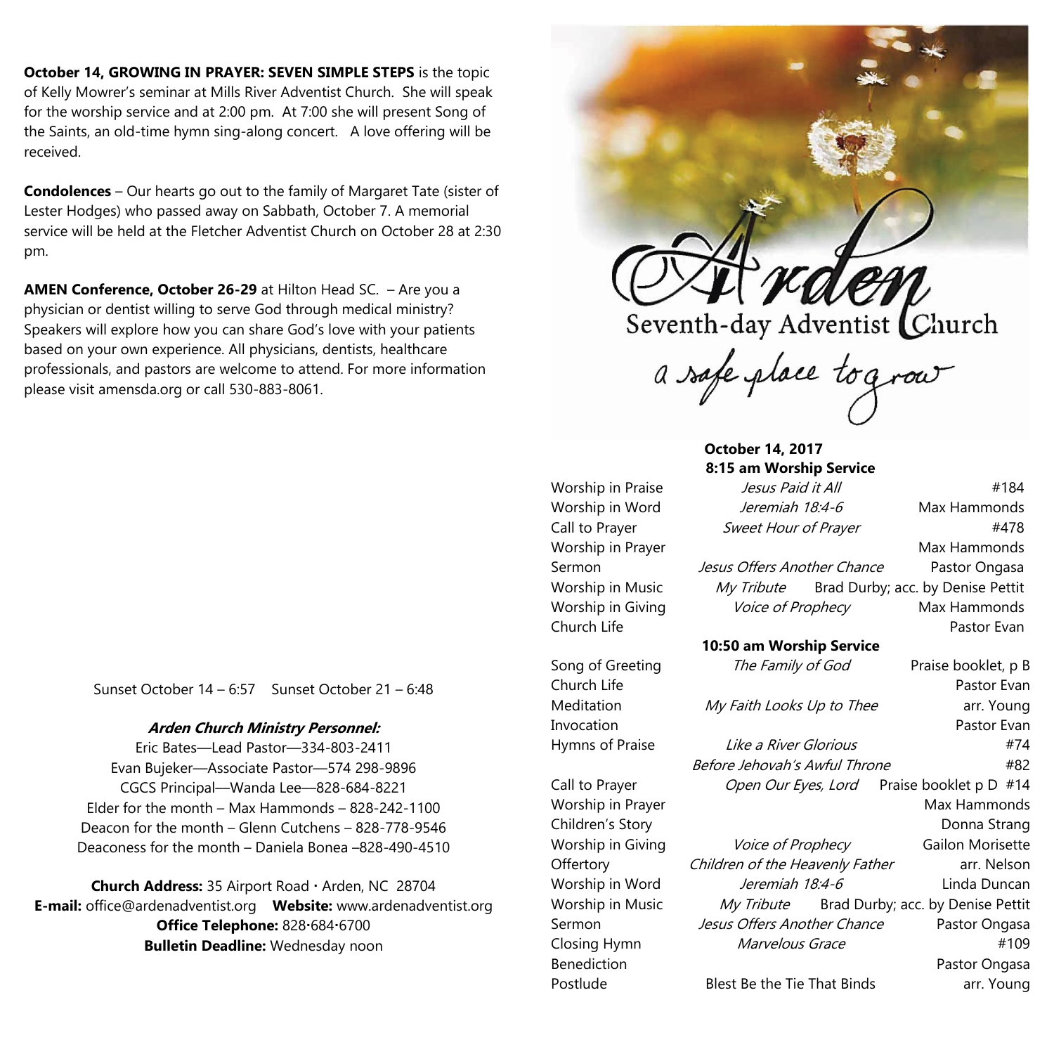**October 14, GROWING IN PRAYER: SEVEN SIMPLE STEPS** is the topic of Kelly Mowrer's seminar at Mills River Adventist Church. She will speak for the worship service and at 2:00 pm. At 7:00 she will present Song of the Saints, an old-time hymn sing-along concert. A love offering will be received.

**Condolences** – Our hearts go out to the family of Margaret Tate (sister of Lester Hodges) who passed away on Sabbath, October 7. A memorial service will be held at the Fletcher Adventist Church on October 28 at 2:30 pm.

**AMEN Conference, October 26-29** at Hilton Head SC. – Are you a physician or dentist willing to serve God through medical ministry? Speakers will explore how you can share God's love with your patients based on your own experience. All physicians, dentists, healthcare professionals, and pastors are welcome to attend. For more information please visit amensda.org or call 530-883-8061.

Sunset October 14 – 6:57 Sunset October 21 – 6:48

***Arden Church Ministry Personnel:***

Eric Bates—Lead Pastor—334-803-2411
Evan Bujeker—Associate Pastor—574 298-9896
CGCS Principal—Wanda Lee—828-684-8221
Elder for the month – Max Hammonds – 828-242-1100
Deacon for the month – Glenn Cutchens – 828-778-9546
Deaconess for the month – Daniela Bonea –828-490-4510

**Church Address:** 35 Airport Road · Arden, NC 28704
**E-mail:** office@ardenadventist.org **Website:** www.ardenadventist.org
**Office Telephone:** 828·684·6700
**Bulletin Deadline:** Wednesday noon

# Arden
## Seventh-day Adventist Church
*a safe place to grow*

**October 14, 2017**

**8:15 am Worship Service**

| | | |
|---|---|---|
| Worship in Praise | *Jesus Paid it All* | #184 |
| Worship in Word | *Jeremiah 18:4-6* | Max Hammonds |
| Call to Prayer | *Sweet Hour of Prayer* | #478 |
| Worship in Prayer | | Max Hammonds |
| Sermon | *Jesus Offers Another Chance* | Pastor Ongasa |
| Worship in Music | *My Tribute* | Brad Durby; acc. by Denise Pettit |
| Worship in Giving | *Voice of Prophecy* | Max Hammonds |
| Church Life | | Pastor Evan |

**10:50 am Worship Service**

| | | |
|---|---|---|
| Song of Greeting | *The Family of God* | Praise booklet, p B |
| Church Life | | Pastor Evan |
| Meditation | *My Faith Looks Up to Thee* | arr. Young |
| Invocation | | Pastor Evan |
| Hymns of Praise | *Like a River Glorious* | #74 |
| | *Before Jehovah's Awful Throne* | #82 |
| Call to Prayer | *Open Our Eyes, Lord* | Praise booklet p D #14 |
| Worship in Prayer | | Max Hammonds |
| Children's Story | | Donna Strang |
| Worship in Giving | *Voice of Prophecy* | Gailon Morisette |
| Offertory | *Children of the Heavenly Father* | arr. Nelson |
| Worship in Word | *Jeremiah 18:4-6* | Linda Duncan |
| Worship in Music | *My Tribute* | Brad Durby; acc. by Denise Pettit |
| Sermon | *Jesus Offers Another Chance* | Pastor Ongasa |
| Closing Hymn | *Marvelous Grace* | #109 |
| Benediction | | Pastor Ongasa |
| Postlude | Blest Be the Tie That Binds | arr. Young |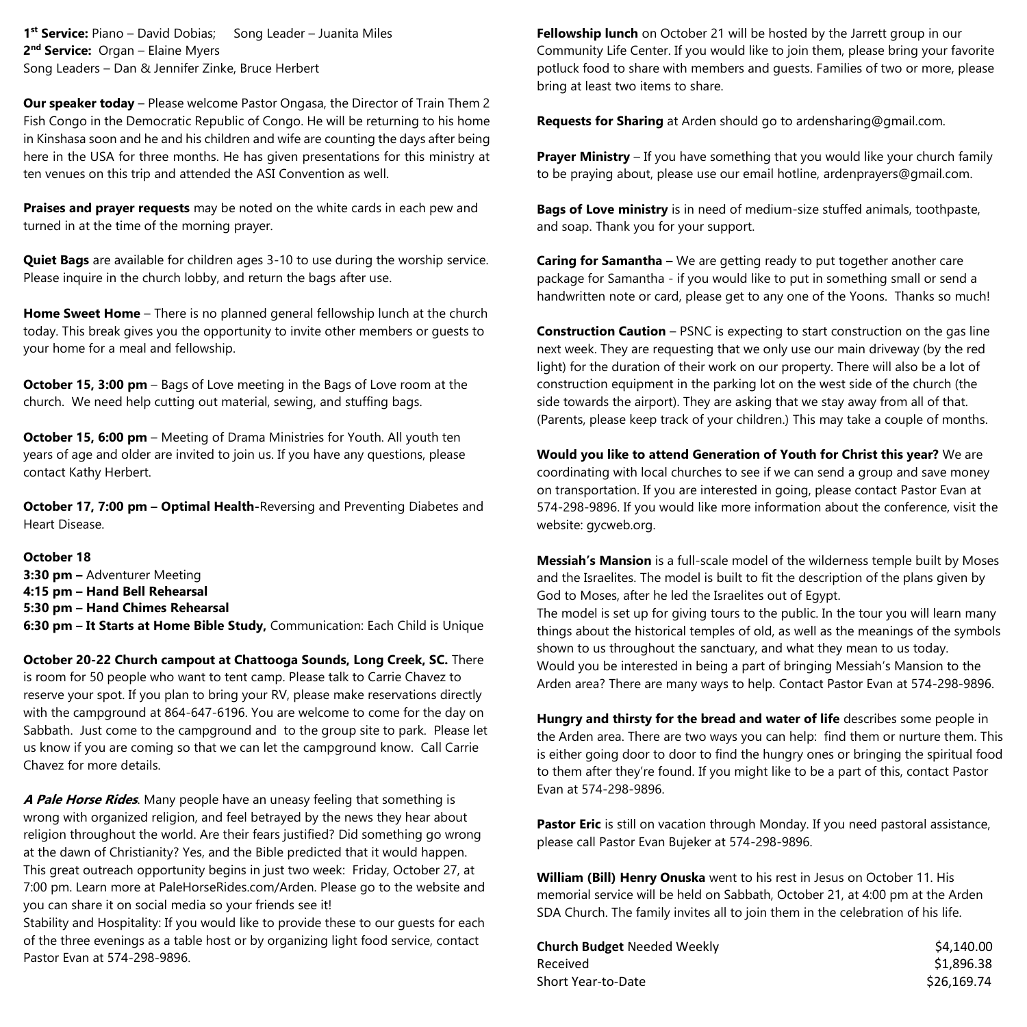**1[st] Service:** Piano – David Dobias; Song Leader – Juanita Miles
**2[nd] Service:** Organ – Elaine Myers
Song Leaders – Dan & Jennifer Zinke, Bruce Herbert

**Our speaker today** – Please welcome Pastor Ongasa, the Director of Train Them 2 Fish Congo in the Democratic Republic of Congo. He will be returning to his home in Kinshasa soon and he and his children and wife are counting the days after being here in the USA for three months. He has given presentations for this ministry at ten venues on this trip and attended the ASI Convention as well.

**Praises and prayer requests** may be noted on the white cards in each pew and turned in at the time of the morning prayer.

**Quiet Bags** are available for children ages 3-10 to use during the worship service. Please inquire in the church lobby, and return the bags after use.

**Home Sweet Home** – There is no planned general fellowship lunch at the church today. This break gives you the opportunity to invite other members or guests to your home for a meal and fellowship.

**October 15, 3:00 pm** – Bags of Love meeting in the Bags of Love room at the church. We need help cutting out material, sewing, and stuffing bags.

**October 15, 6:00 pm** – Meeting of Drama Ministries for Youth. All youth ten years of age and older are invited to join us. If you have any questions, please contact Kathy Herbert.

**October 17, 7:00 pm – Optimal Health-**Reversing and Preventing Diabetes and Heart Disease.

**October 18**
**3:30 pm –** Adventurer Meeting
**4:15 pm – Hand Bell Rehearsal**
**5:30 pm – Hand Chimes Rehearsal**
**6:30 pm – It Starts at Home Bible Study,** Communication: Each Child is Unique

**October 20-22 Church campout at Chattooga Sounds, Long Creek, SC.** There is room for 50 people who want to tent camp. Please talk to Carrie Chavez to reserve your spot. If you plan to bring your RV, please make reservations directly with the campground at 864-647-6196. You are welcome to come for the day on Sabbath. Just come to the campground and to the group site to park. Please let us know if you are coming so that we can let the campground know. Call Carrie Chavez for more details.

***A Pale Horse Rides***. Many people have an uneasy feeling that something is wrong with organized religion, and feel betrayed by the news they hear about religion throughout the world. Are their fears justified? Did something go wrong at the dawn of Christianity? Yes, and the Bible predicted that it would happen. This great outreach opportunity begins in just two week: Friday, October 27, at 7:00 pm. Learn more at PaleHorseRides.com/Arden. Please go to the website and you can share it on social media so your friends see it!
Stability and Hospitality: If you would like to provide these to our guests for each of the three evenings as a table host or by organizing light food service, contact Pastor Evan at 574-298-9896.

**Fellowship lunch** on October 21 will be hosted by the Jarrett group in our Community Life Center. If you would like to join them, please bring your favorite potluck food to share with members and guests. Families of two or more, please bring at least two items to share.

**Requests for Sharing** at Arden should go to ardensharing@gmail.com.

**Prayer Ministry** – If you have something that you would like your church family to be praying about, please use our email hotline, ardenprayers@gmail.com.

**Bags of Love ministry** is in need of medium-size stuffed animals, toothpaste, and soap. Thank you for your support.

**Caring for Samantha –** We are getting ready to put together another care package for Samantha - if you would like to put in something small or send a handwritten note or card, please get to any one of the Yoons. Thanks so much!

**Construction Caution** – PSNC is expecting to start construction on the gas line next week. They are requesting that we only use our main driveway (by the red light) for the duration of their work on our property. There will also be a lot of construction equipment in the parking lot on the west side of the church (the side towards the airport). They are asking that we stay away from all of that. (Parents, please keep track of your children.) This may take a couple of months.

**Would you like to attend Generation of Youth for Christ this year?** We are coordinating with local churches to see if we can send a group and save money on transportation. If you are interested in going, please contact Pastor Evan at 574-298-9896. If you would like more information about the conference, visit the website: gycweb.org.

**Messiah's Mansion** is a full-scale model of the wilderness temple built by Moses and the Israelites. The model is built to fit the description of the plans given by God to Moses, after he led the Israelites out of Egypt.
The model is set up for giving tours to the public. In the tour you will learn many things about the historical temples of old, as well as the meanings of the symbols shown to us throughout the sanctuary, and what they mean to us today.
Would you be interested in being a part of bringing Messiah's Mansion to the Arden area? There are many ways to help. Contact Pastor Evan at 574-298-9896.

**Hungry and thirsty for the bread and water of life** describes some people in the Arden area. There are two ways you can help: find them or nurture them. This is either going door to door to find the hungry ones or bringing the spiritual food to them after they're found. If you might like to be a part of this, contact Pastor Evan at 574-298-9896.

**Pastor Eric** is still on vacation through Monday. If you need pastoral assistance, please call Pastor Evan Bujeker at 574-298-9896.

**William (Bill) Henry Onuska** went to his rest in Jesus on October 11. His memorial service will be held on Sabbath, October 21, at 4:00 pm at the Arden SDA Church. The family invites all to join them in the celebration of his life.

| | |
|---|---|
| **Church Budget** Needed Weekly | $4,140.00 |
| Received | $1,896.38 |
| Short Year-to-Date | $26,169.74 |